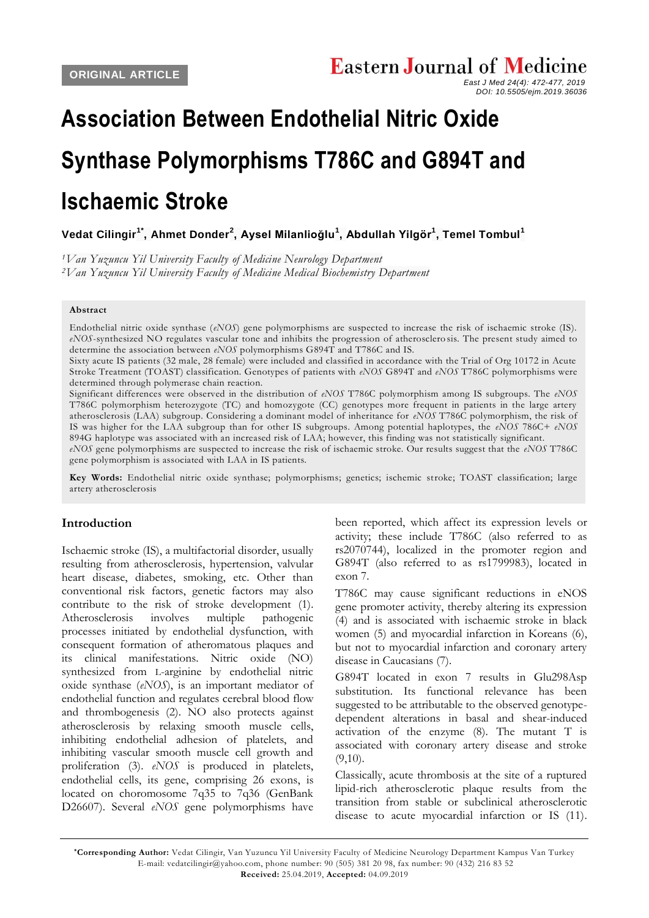ORIGINAL ARTICLE

# Association Between Endothelial Nitric Oxide Synthase Polymorphisms T786C and G894T and Ischaemic Stroke

**Vedat Cilingir[1*], Ahmet Donder[2], Aysel Milanlioğlu[1], Abdullah Yilgör[1], Temel Tombul[1]**

*[1]Van Yuzuncu Yil University Faculty of Medicine Neurology Department*
*[2]Van Yuzuncu Yil University Faculty of Medicine Medical Biochemistry Department*

**Abstract**

Endothelial nitric oxide synthase (*eNOS*) gene polymorphisms are suspected to increase the risk of ischaemic stroke (IS). *eNOS*-synthesized NO regulates vascular tone and inhibits the progression of atherosclerosis. The present study aimed to determine the association between *eNOS* polymorphisms G894T and T786C and IS.

Sixty acute IS patients (32 male, 28 female) were included and classified in accordance with the Trial of Org 10172 in Acute Stroke Treatment (TOAST) classification. Genotypes of patients with *eNOS* G894T and *eNOS* T786C polymorphisms were determined through polymerase chain reaction.

Significant differences were observed in the distribution of *eNOS* T786C polymorphism among IS subgroups. The *eNOS* T786C polymorphism heterozygote (TC) and homozygote (CC) genotypes more frequent in patients in the large artery atherosclerosis (LAA) subgroup. Considering a dominant model of inheritance for *eNOS* T786C polymorphism, the risk of IS was higher for the LAA subgroup than for other IS subgroups. Among potential haplotypes, the *eNOS* 786C+ *eNOS* 894G haplotype was associated with an increased risk of LAA; however, this finding was not statistically significant.

*eNOS* gene polymorphisms are suspected to increase the risk of ischaemic stroke. Our results suggest that the *eNOS* T786C gene polymorphism is associated with LAA in IS patients.

**Key Words:** Endothelial nitric oxide synthase; polymorphisms; genetics; ischemic stroke; TOAST classification; large artery atherosclerosis

## Introduction

Ischaemic stroke (IS), a multifactorial disorder, usually resulting from atherosclerosis, hypertension, valvular heart disease, diabetes, smoking, etc. Other than conventional risk factors, genetic factors may also contribute to the risk of stroke development (1). Atherosclerosis involves multiple pathogenic processes initiated by endothelial dysfunction, with consequent formation of atheromatous plaques and its clinical manifestations. Nitric oxide (NO) synthesized from L-arginine by endothelial nitric oxide synthase (*eNOS*), is an important mediator of endothelial function and regulates cerebral blood flow and thrombogenesis (2). NO also protects against atherosclerosis by relaxing smooth muscle cells, inhibiting endothelial adhesion of platelets, and inhibiting vascular smooth muscle cell growth and proliferation (3). *eNOS* is produced in platelets, endothelial cells, its gene, comprising 26 exons, is located on choromosome 7q35 to 7q36 (GenBank D26607). Several *eNOS* gene polymorphisms have been reported, which affect its expression levels or activity; these include T786C (also referred to as rs2070744), localized in the promoter region and G894T (also referred to as rs1799983), located in exon 7.

T786C may cause significant reductions in eNOS gene promoter activity, thereby altering its expression (4) and is associated with ischaemic stroke in black women (5) and myocardial infarction in Koreans (6), but not to myocardial infarction and coronary artery disease in Caucasians (7).

G894T located in exon 7 results in Glu298Asp substitution. Its functional relevance has been suggested to be attributable to the observed genotype-dependent alterations in basal and shear-induced activation of the enzyme (8). The mutant T is associated with coronary artery disease and stroke (9,10).

Classically, acute thrombosis at the site of a ruptured lipid-rich atherosclerotic plaque results from the transition from stable or subclinical atherosclerotic disease to acute myocardial infarction or IS (11).

---

**\*Corresponding Author:** Vedat Cilingir, Van Yuzuncu Yil University Faculty of Medicine Neurology Department Kampus Van Turkey
E-mail: vedatcilingir@yahoo.com, phone number: 90 (505) 381 20 98, fax number: 90 (432) 216 83 52
**Received:** 25.04.2019, **Accepted:** 04.09.2019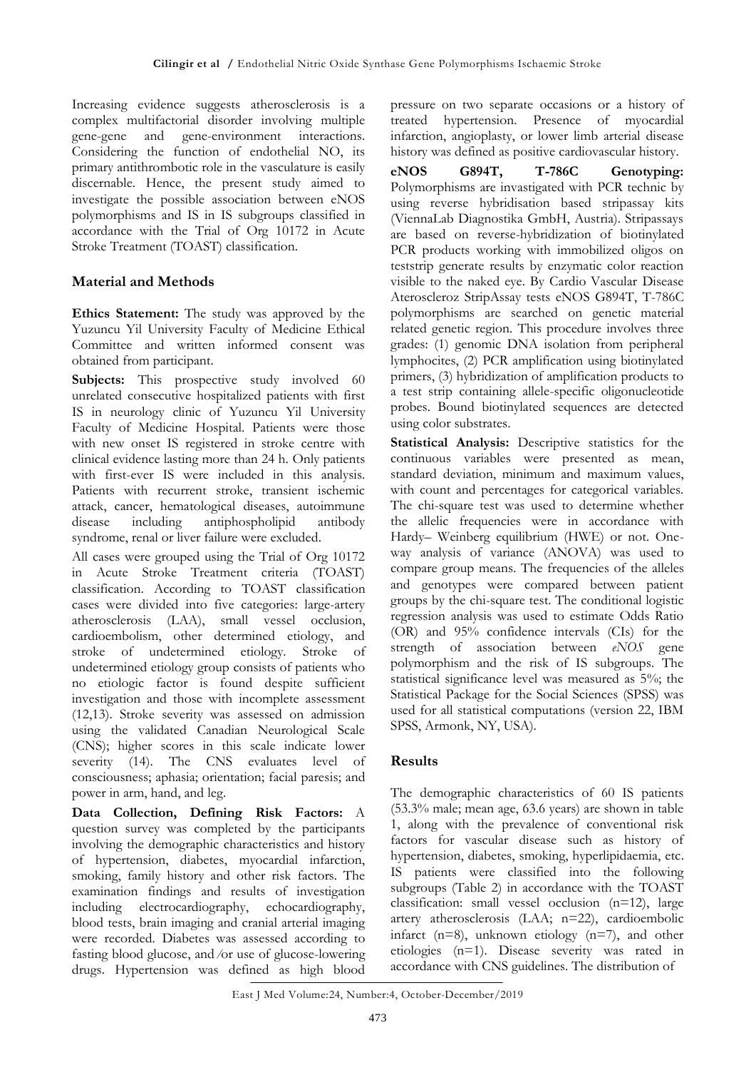Increasing evidence suggests atherosclerosis is a complex multifactorial disorder involving multiple gene-gene and gene-environment interactions. Considering the function of endothelial NO, its primary antithrombotic role in the vasculature is easily discernable. Hence, the present study aimed to investigate the possible association between eNOS polymorphisms and IS in IS subgroups classified in accordance with the Trial of Org 10172 in Acute Stroke Treatment (TOAST) classification.

## Material and Methods

**Ethics Statement:** The study was approved by the Yuzuncu Yil University Faculty of Medicine Ethical Committee and written informed consent was obtained from participant.

**Subjects:** This prospective study involved 60 unrelated consecutive hospitalized patients with first IS in neurology clinic of Yuzuncu Yil University Faculty of Medicine Hospital. Patients were those with new onset IS registered in stroke centre with clinical evidence lasting more than 24 h. Only patients with first-ever IS were included in this analysis. Patients with recurrent stroke, transient ischemic attack, cancer, hematological diseases, autoimmune disease including antiphospholipid antibody syndrome, renal or liver failure were excluded.

All cases were grouped using the Trial of Org 10172 in Acute Stroke Treatment criteria (TOAST) classification. According to TOAST classification cases were divided into five categories: large-artery atherosclerosis (LAA), small vessel occlusion, cardioembolism, other determined etiology, and stroke of undetermined etiology. Stroke of undetermined etiology group consists of patients who no etiologic factor is found despite sufficient investigation and those with incomplete assessment (12,13). Stroke severity was assessed on admission using the validated Canadian Neurological Scale (CNS); higher scores in this scale indicate lower severity (14). The CNS evaluates level of consciousness; aphasia; orientation; facial paresis; and power in arm, hand, and leg.

**Data Collection, Defining Risk Factors:** A question survey was completed by the participants involving the demographic characteristics and history of hypertension, diabetes, myocardial infarction, smoking, family history and other risk factors. The examination findings and results of investigation including electrocardiography, echocardiography, blood tests, brain imaging and cranial arterial imaging were recorded. Diabetes was assessed according to fasting blood glucose, and ⁄or use of glucose-lowering drugs. Hypertension was defined as high blood pressure on two separate occasions or a history of treated hypertension. Presence of myocardial infarction, angioplasty, or lower limb arterial disease history was defined as positive cardiovascular history.

**eNOS G894T, T-786C Genotyping:** Polymorphisms are invastigated with PCR technic by using reverse hybridisation based stripassay kits (ViennaLab Diagnostika GmbH, Austria). Stripassays are based on reverse-hybridization of biotinylated PCR products working with immobilized oligos on teststrip generate results by enzymatic color reaction visible to the naked eye. By Cardio Vascular Disease Ateroscleroz StripAssay tests eNOS G894T, T-786C polymorphisms are searched on genetic material related genetic region. This procedure involves three grades: (1) genomic DNA isolation from peripheral lymphocites, (2) PCR amplification using biotinylated primers, (3) hybridization of amplification products to a test strip containing allele-specific oligonucleotide probes. Bound biotinylated sequences are detected using color substrates.

**Statistical Analysis:** Descriptive statistics for the continuous variables were presented as mean, standard deviation, minimum and maximum values, with count and percentages for categorical variables. The chi-square test was used to determine whether the allelic frequencies were in accordance with Hardy– Weinberg equilibrium (HWE) or not. One-way analysis of variance (ANOVA) was used to compare group means. The frequencies of the alleles and genotypes were compared between patient groups by the chi-square test. The conditional logistic regression analysis was used to estimate Odds Ratio (OR) and 95% confidence intervals (CIs) for the strength of association between *eNOS* gene polymorphism and the risk of IS subgroups. The statistical significance level was measured as 5%; the Statistical Package for the Social Sciences (SPSS) was used for all statistical computations (version 22, IBM SPSS, Armonk, NY, USA).

## Results

The demographic characteristics of 60 IS patients (53.3% male; mean age, 63.6 years) are shown in table 1, along with the prevalence of conventional risk factors for vascular disease such as history of hypertension, diabetes, smoking, hyperlipidaemia, etc. IS patients were classified into the following subgroups (Table 2) in accordance with the TOAST classification: small vessel occlusion (n=12), large artery atherosclerosis (LAA; n=22), cardioembolic infarct (n=8), unknown etiology (n=7), and other etiologies (n=1). Disease severity was rated in accordance with CNS guidelines. The distribution of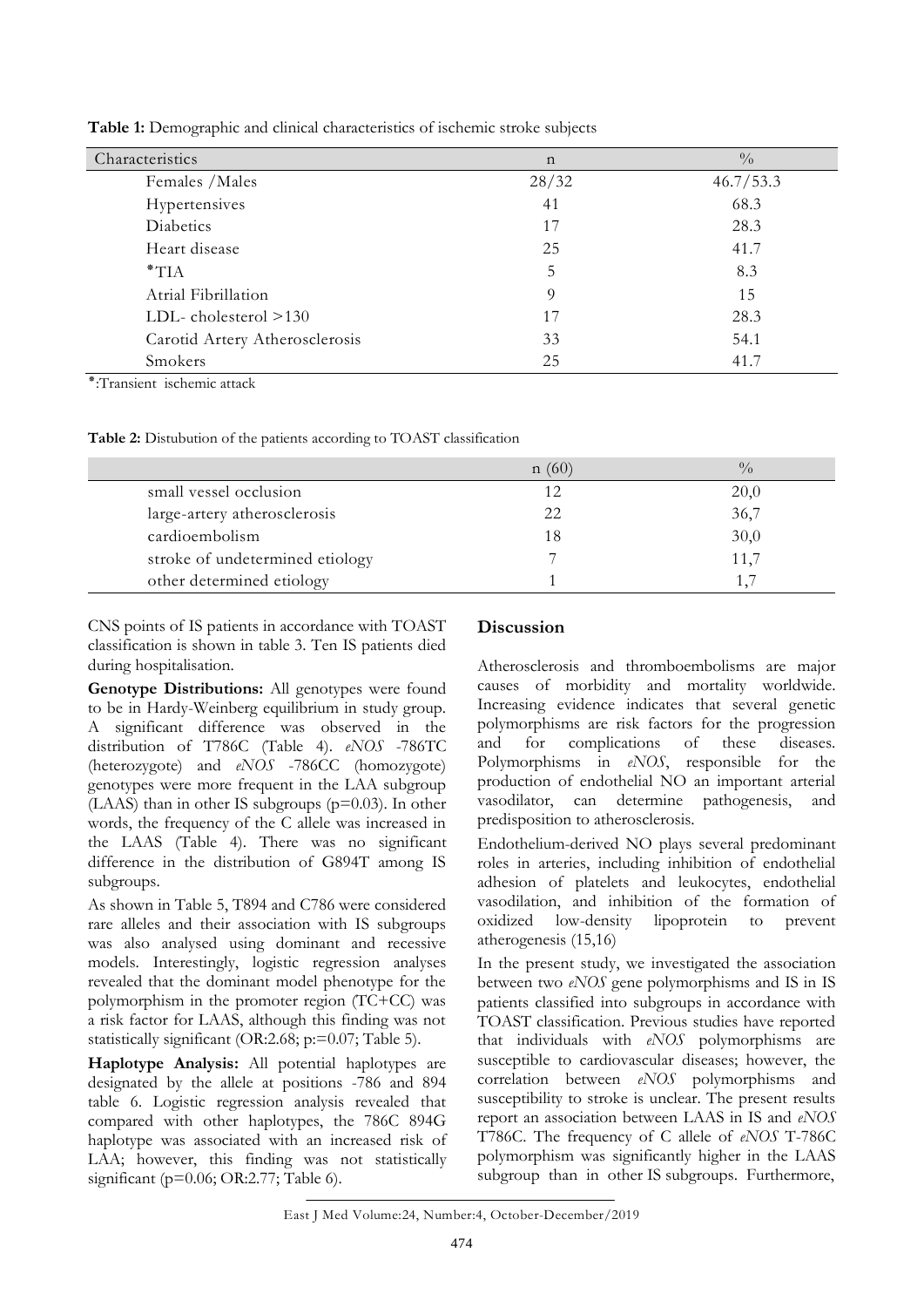**Table 1:** Demographic and clinical characteristics of ischemic stroke subjects

| Characteristics | n | % |
|---|---|---|
| Females /Males | 28/32 | 46.7/53.3 |
| Hypertensives | 41 | 68.3 |
| Diabetics | 17 | 28.3 |
| Heart disease | 25 | 41.7 |
| *TIA | 5 | 8.3 |
| Atrial Fibrillation | 9 | 15 |
| LDL- cholesterol >130 | 17 | 28.3 |
| Carotid Artery Atherosclerosis | 33 | 54.1 |
| Smokers | 25 | 41.7 |

*:Transient ischemic attack

**Table 2:** Distubution of the patients according to TOAST classification

| | n (60) | % |
|---|---|---|
| small vessel occlusion | 12 | 20,0 |
| large-artery atherosclerosis | 22 | 36,7 |
| cardioembolism | 18 | 30,0 |
| stroke of undetermined etiology | 7 | 11,7 |
| other determined etiology | 1 | 1,7 |

CNS points of IS patients in accordance with TOAST classification is shown in table 3. Ten IS patients died during hospitalisation.

**Genotype Distributions:** All genotypes were found to be in Hardy-Weinberg equilibrium in study group. A significant difference was observed in the distribution of T786C (Table 4). *eNOS* -786TC (heterozygote) and *eNOS* -786CC (homozygote) genotypes were more frequent in the LAA subgroup (LAAS) than in other IS subgroups (p=0.03). In other words, the frequency of the C allele was increased in the LAAS (Table 4). There was no significant difference in the distribution of G894T among IS subgroups.

As shown in Table 5, T894 and C786 were considered rare alleles and their association with IS subgroups was also analysed using dominant and recessive models. Interestingly, logistic regression analyses revealed that the dominant model phenotype for the polymorphism in the promoter region (TC+CC) was a risk factor for LAAS, although this finding was not statistically significant (OR:2.68; p:=0.07; Table 5).

**Haplotype Analysis:** All potential haplotypes are designated by the allele at positions -786 and 894 table 6. Logistic regression analysis revealed that compared with other haplotypes, the 786C 894G haplotype was associated with an increased risk of LAA; however, this finding was not statistically significant (p=0.06; OR:2.77; Table 6).

## Discussion

Atherosclerosis and thromboembolisms are major causes of morbidity and mortality worldwide. Increasing evidence indicates that several genetic polymorphisms are risk factors for the progression and for complications of these diseases. Polymorphisms in *eNOS*, responsible for the production of endothelial NO an important arterial vasodilator, can determine pathogenesis, and predisposition to atherosclerosis.

Endothelium-derived NO plays several predominant roles in arteries, including inhibition of endothelial adhesion of platelets and leukocytes, endothelial vasodilation, and inhibition of the formation of oxidized low-density lipoprotein to prevent atherogenesis (15,16)

In the present study, we investigated the association between two *eNOS* gene polymorphisms and IS in IS patients classified into subgroups in accordance with TOAST classification. Previous studies have reported that individuals with *eNOS* polymorphisms are susceptible to cardiovascular diseases; however, the correlation between *eNOS* polymorphisms and susceptibility to stroke is unclear. The present results report an association between LAAS in IS and *eNOS* T786C. The frequency of C allele of *eNOS* T-786C polymorphism was significantly higher in the LAAS subgroup than in other IS subgroups. Furthermore,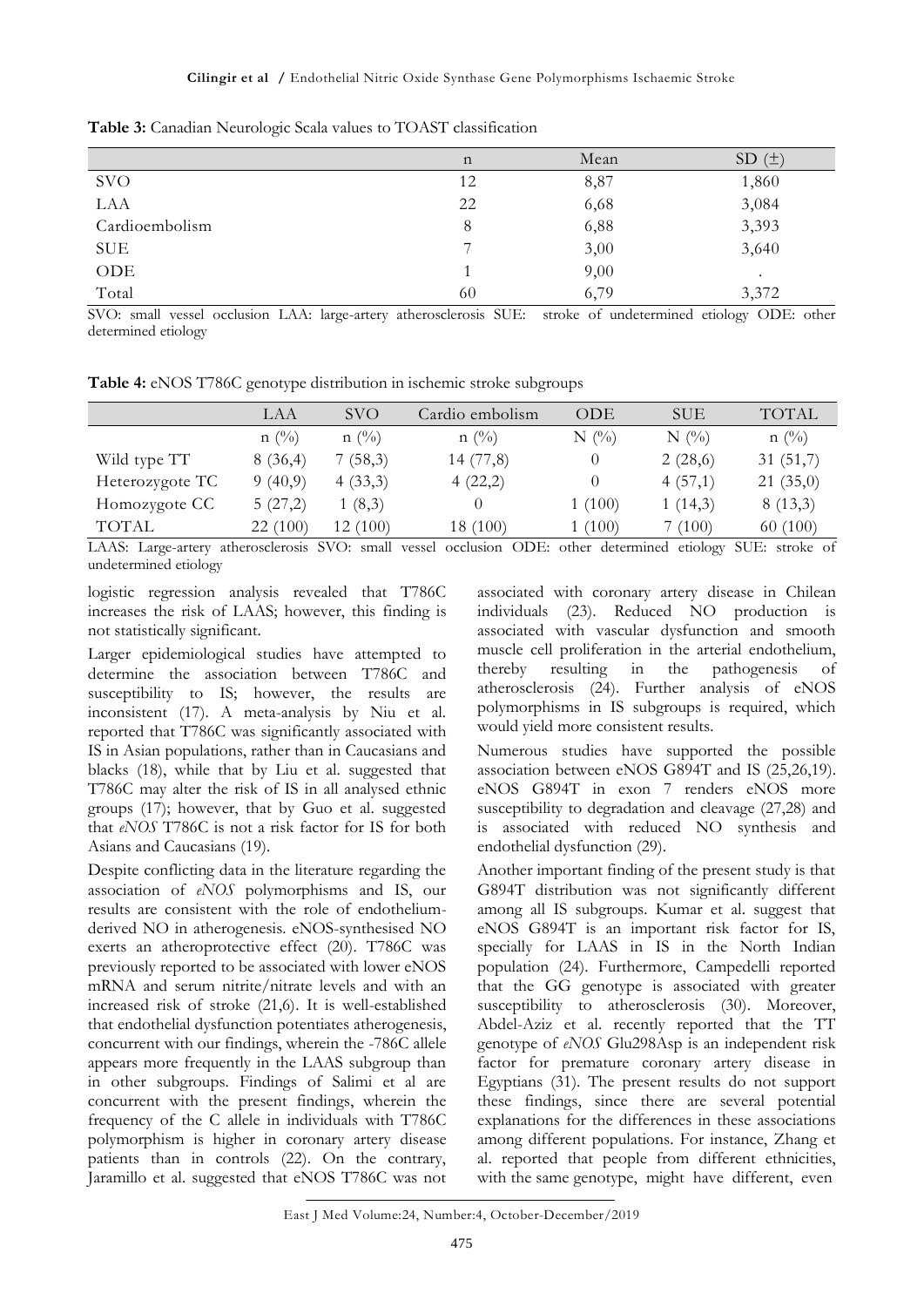**Table 3:** Canadian Neurologic Scala values to TOAST classification

| | n | Mean | SD (±) |
|---|---|---|---|
| SVO | 12 | 8,87 | 1,860 |
| LAA | 22 | 6,68 | 3,084 |
| Cardioembolism | 8 | 6,88 | 3,393 |
| SUE | 7 | 3,00 | 3,640 |
| ODE | 1 | 9,00 | . |
| Total | 60 | 6,79 | 3,372 |

SVO: small vessel occlusion LAA: large-artery atherosclerosis SUE: stroke of undetermined etiology ODE: other determined etiology

**Table 4:** eNOS T786C genotype distribution in ischemic stroke subgroups

| | LAA | SVO | Cardio embolism | ODE | SUE | TOTAL |
|---|---|---|---|---|---|---|
| | n (%) | n (%) | n (%) | N (%) | N (%) | n (%) |
| Wild type TT | 8 (36,4) | 7 (58,3) | 14 (77,8) | 0 | 2 (28,6) | 31 (51,7) |
| Heterozygote TC | 9 (40,9) | 4 (33,3) | 4 (22,2) | 0 | 4 (57,1) | 21 (35,0) |
| Homozygote CC | 5 (27,2) | 1 (8,3) | 0 | 1 (100) | 1 (14,3) | 8 (13,3) |
| TOTAL | 22 (100) | 12 (100) | 18 (100) | 1 (100) | 7 (100) | 60 (100) |

LAAS: Large-artery atherosclerosis SVO: small vessel occlusion ODE: other determined etiology SUE: stroke of undetermined etiology

logistic regression analysis revealed that T786C increases the risk of LAAS; however, this finding is not statistically significant.

Larger epidemiological studies have attempted to determine the association between T786C and susceptibility to IS; however, the results are inconsistent (17). A meta-analysis by Niu et al. reported that T786C was significantly associated with IS in Asian populations, rather than in Caucasians and blacks (18), while that by Liu et al. suggested that T786C may alter the risk of IS in all analysed ethnic groups (17); however, that by Guo et al. suggested that *eNOS* T786C is not a risk factor for IS for both Asians and Caucasians (19).

Despite conflicting data in the literature regarding the association of *eNOS* polymorphisms and IS, our results are consistent with the role of endothelium-derived NO in atherogenesis. eNOS-synthesised NO exerts an atheroprotective effect (20). T786C was previously reported to be associated with lower eNOS mRNA and serum nitrite/nitrate levels and with an increased risk of stroke (21,6). It is well-established that endothelial dysfunction potentiates atherogenesis, concurrent with our findings, wherein the -786C allele appears more frequently in the LAAS subgroup than in other subgroups. Findings of Salimi et al are concurrent with the present findings, wherein the frequency of the C allele in individuals with T786C polymorphism is higher in coronary artery disease patients than in controls (22). On the contrary, Jaramillo et al. suggested that eNOS T786C was not associated with coronary artery disease in Chilean individuals (23). Reduced NO production is associated with vascular dysfunction and smooth muscle cell proliferation in the arterial endothelium, thereby resulting in the pathogenesis of atherosclerosis (24). Further analysis of eNOS polymorphisms in IS subgroups is required, which would yield more consistent results.

Numerous studies have supported the possible association between eNOS G894T and IS (25,26,19). eNOS G894T in exon 7 renders eNOS more susceptibility to degradation and cleavage (27,28) and is associated with reduced NO synthesis and endothelial dysfunction (29).

Another important finding of the present study is that G894T distribution was not significantly different among all IS subgroups. Kumar et al. suggest that eNOS G894T is an important risk factor for IS, specially for LAAS in IS in the North Indian population (24). Furthermore, Campedelli reported that the GG genotype is associated with greater susceptibility to atherosclerosis (30). Moreover, Abdel-Aziz et al. recently reported that the TT genotype of *eNOS* Glu298Asp is an independent risk factor for premature coronary artery disease in Egyptians (31). The present results do not support these findings, since there are several potential explanations for the differences in these associations among different populations. For instance, Zhang et al. reported that people from different ethnicities, with the same genotype, might have different, even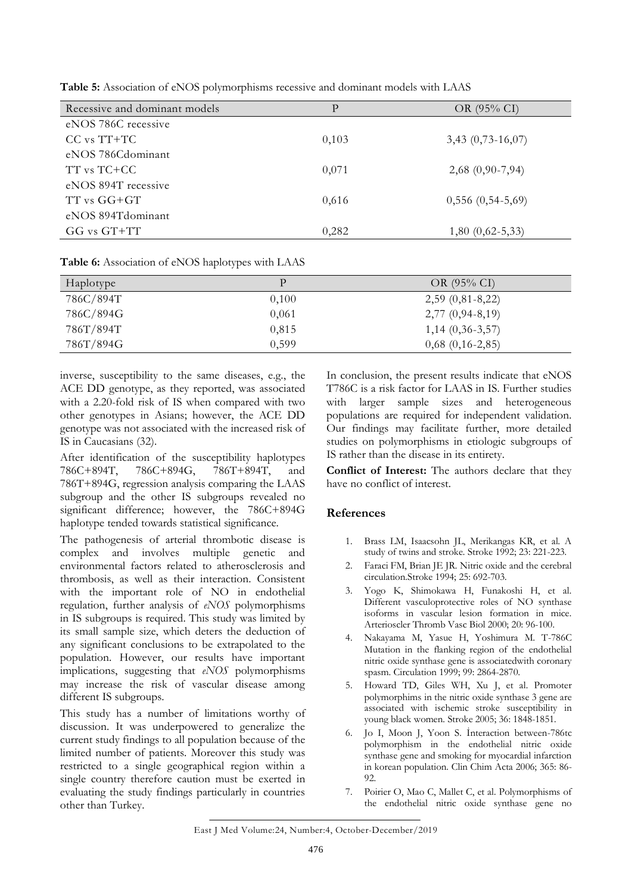**Table 5:** Association of eNOS polymorphisms recessive and dominant models with LAAS

| Recessive and dominant models | P | OR (95% CI) |
|---|---|---|
| eNOS 786C recessive | | |
| CC vs TT+TC | 0,103 | 3,43 (0,73-16,07) |
| eNOS 786Cdominant | | |
| TT vs TC+CC | 0,071 | 2,68 (0,90-7,94) |
| eNOS 894T recessive | | |
| TT vs GG+GT | 0,616 | 0,556 (0,54-5,69) |
| eNOS 894Tdominant | | |
| GG vs GT+TT | 0,282 | 1,80 (0,62-5,33) |

**Table 6:** Association of eNOS haplotypes with LAAS

| Haplotype | P | OR (95% CI) |
|---|---|---|
| 786C/894T | 0,100 | 2,59 (0,81-8,22) |
| 786C/894G | 0,061 | 2,77 (0,94-8,19) |
| 786T/894T | 0,815 | 1,14 (0,36-3,57) |
| 786T/894G | 0,599 | 0,68 (0,16-2,85) |

inverse, susceptibility to the same diseases, e.g., the ACE DD genotype, as they reported, was associated with a 2.20-fold risk of IS when compared with two other genotypes in Asians; however, the ACE DD genotype was not associated with the increased risk of IS in Caucasians (32).

After identification of the susceptibility haplotypes 786C+894T, 786C+894G, 786T+894T, and 786T+894G, regression analysis comparing the LAAS subgroup and the other IS subgroups revealed no significant difference; however, the 786C+894G haplotype tended towards statistical significance.

The pathogenesis of arterial thrombotic disease is complex and involves multiple genetic and environmental factors related to atherosclerosis and thrombosis, as well as their interaction. Consistent with the important role of NO in endothelial regulation, further analysis of *eNOS* polymorphisms in IS subgroups is required. This study was limited by its small sample size, which deters the deduction of any significant conclusions to be extrapolated to the population. However, our results have important implications, suggesting that *eNOS* polymorphisms may increase the risk of vascular disease among different IS subgroups.

This study has a number of limitations worthy of discussion. It was underpowered to generalize the current study findings to all population because of the limited number of patients. Moreover this study was restricted to a single geographical region within a single country therefore caution must be exerted in evaluating the study findings particularly in countries other than Turkey.

In conclusion, the present results indicate that eNOS T786C is a risk factor for LAAS in IS. Further studies with larger sample sizes and heterogeneous populations are required for independent validation. Our findings may facilitate further, more detailed studies on polymorphisms in etiologic subgroups of IS rather than the disease in its entirety.

**Conflict of Interest:** The authors declare that they have no conflict of interest.

## References

1. Brass LM, Isaacsohn JL, Merikangas KR, et al. A study of twins and stroke. Stroke 1992; 23: 221-223.
2. Faraci FM, Brian JE JR. Nitric oxide and the cerebral circulation.Stroke 1994; 25: 692-703.
3. Yogo K, Shimokawa H, Funakoshi H, et al. Different vasculoprotective roles of NO synthase isoforms in vascular lesion formation in mice. Arterioscler Thromb Vasc Biol 2000; 20: 96-100.
4. Nakayama M, Yasue H, Yoshimura M. T-786C Mutation in the flanking region of the endothelial nitric oxide synthase gene is associatedwith coronary spasm. Circulation 1999; 99: 2864-2870.
5. Howard TD, Giles WH, Xu J, et al. Promoter polymorphims in the nitric oxide synthase 3 gene are associated with ischemic stroke susceptibility in young black women. Stroke 2005; 36: 1848-1851.
6. Jo I, Moon J, Yoon S. İnteraction between-786tc polymorphism in the endothelial nitric oxide synthase gene and smoking for myocardial infarction in korean population. Clin Chim Acta 2006; 365: 86-92.
7. Poirier O, Mao C, Mallet C, et al. Polymorphisms of the endothelial nitric oxide synthase gene no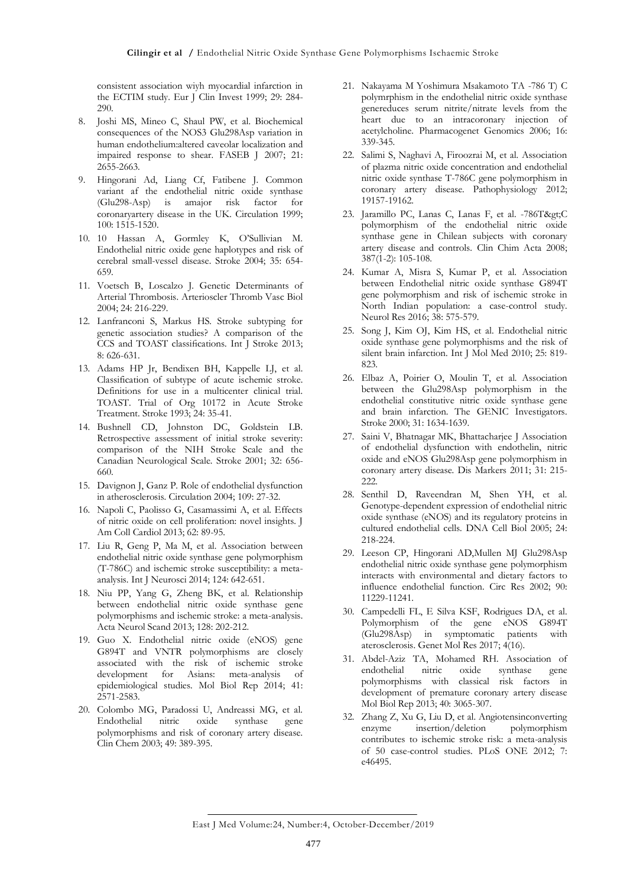consistent association wiyh myocardial infarction in the ECTIM study. Eur J Clin Invest 1999; 29: 284-290.

8. Joshi MS, Mineo C, Shaul PW, et al. Biochemical consequences of the NOS3 Glu298Asp variation in human endothelium:altered caveolar localization and impaired response to shear. FASEB J 2007; 21: 2655-2663.
9. Hingorani Ad, Liang Cf, Fatibene J. Common variant af the endothelial nitric oxide synthase (Glu298-Asp) is amajor risk factor for coronaryartery disease in the UK. Circulation 1999; 100: 1515-1520.
10. 10 Hassan A, Gormley K, O'Sullivian M. Endothelial nitric oxide gene haplotypes and risk of cerebral small-vessel disease. Stroke 2004; 35: 654-659.
11. Voetsch B, Loscalzo J. Genetic Determinants of Arterial Thrombosis. Arterioscler Thromb Vasc Biol 2004; 24: 216-229.
12. Lanfranconi S, Markus HS. Stroke subtyping for genetic association studies? A comparison of the CCS and TOAST classifications. Int J Stroke 2013; 8: 626-631.
13. Adams HP Jr, Bendixen BH, Kappelle LJ, et al. Classification of subtype of acute ischemic stroke. Definitions for use in a multicenter clinical trial. TOAST. Trial of Org 10172 in Acute Stroke Treatment. Stroke 1993; 24: 35-41.
14. Bushnell CD, Johnston DC, Goldstein LB. Retrospective assessment of initial stroke severity: comparison of the NIH Stroke Scale and the Canadian Neurological Scale. Stroke 2001; 32: 656-660.
15. Davignon J, Ganz P. Role of endothelial dysfunction in atherosclerosis. Circulation 2004; 109: 27-32.
16. Napoli C, Paolisso G, Casamassimi A, et al. Effects of nitric oxide on cell proliferation: novel insights. J Am Coll Cardiol 2013; 62: 89-95.
17. Liu R, Geng P, Ma M, et al. Association between endothelial nitric oxide synthase gene polymorphism (T-786C) and ischemic stroke susceptibility: a meta-analysis. Int J Neurosci 2014; 124: 642-651.
18. Niu PP, Yang G, Zheng BK, et al. Relationship between endothelial nitric oxide synthase gene polymorphisms and ischemic stroke: a meta-analysis. Acta Neurol Scand 2013; 128: 202-212.
19. Guo X. Endothelial nitric oxide (eNOS) gene G894T and VNTR polymorphisms are closely associated with the risk of ischemic stroke development for Asians: meta-analysis of epidemiological studies. Mol Biol Rep 2014; 41: 2571-2583.
20. Colombo MG, Paradossi U, Andreassi MG, et al. Endothelial nitric oxide synthase gene polymorphisms and risk of coronary artery disease. Clin Chem 2003; 49: 389-395.
21. Nakayama M Yoshimura Msakamoto TA -786 T) C polymrphism in the endothelial nitric oxide synthase genereduces serum nitrite/nitrate levels from the heart due to an intracoronary injection of acetylcholine. Pharmacogenet Genomics 2006; 16: 339-345.
22. Salimi S, Naghavi A, Firoozrai M, et al. Association of plazma nitric oxide concentration and endothelial nitric oxide synthase T-786C gene polymorphism in coronary artery disease. Pathophysiology 2012; 19157-19162.
23. Jaramillo PC, Lanas C, Lanas F, et al. -786T&gt;C polymorphism of the endothelial nitric oxide synthase gene in Chilean subjects with coronary artery disease and controls. Clin Chim Acta 2008; 387(1-2): 105-108.
24. Kumar A, Misra S, Kumar P, et al. Association between Endothelial nitric oxide synthase G894T gene polymorphism and risk of ischemic stroke in North Indian population: a case-control study. Neurol Res 2016; 38: 575-579.
25. Song J, Kim OJ, Kim HS, et al. Endothelial nitric oxide synthase gene polymorphisms and the risk of silent brain infarction. Int J Mol Med 2010; 25: 819-823.
26. Elbaz A, Poirier O, Moulin T, et al. Association between the Glu298Asp polymorphism in the endothelial constitutive nitric oxide synthase gene and brain infarction. The GENIC Investigators. Stroke 2000; 31: 1634-1639.
27. Saini V, Bhatnagar MK, Bhattacharjee J Association of endothelial dysfunction with endothelin, nitric oxide and eNOS Glu298Asp gene polymorphism in coronary artery disease. Dis Markers 2011; 31: 215-222.
28. Senthil D, Raveendran M, Shen YH, et al. Genotype-dependent expression of endothelial nitric oxide synthase (eNOS) and its regulatory proteins in cultured endothelial cells. DNA Cell Biol 2005; 24: 218-224.
29. Leeson CP, Hingorani AD,Mullen MJ Glu298Asp endothelial nitric oxide synthase gene polymorphism interacts with environmental and dietary factors to influence endothelial function. Circ Res 2002; 90: 11229-11241.
30. Campedelli FL, E Silva KSF, Rodrigues DA, et al. Polymorphism of the gene eNOS G894T (Glu298Asp) in symptomatic patients with aterosclerosis. Genet Mol Res 2017; 4(16).
31. Abdel-Aziz TA, Mohamed RH. Association of endothelial nitric oxide synthase gene polymorphisms with classical risk factors in development of premature coronary artery disease Mol Biol Rep 2013; 40: 3065-307.
32. Zhang Z, Xu G, Liu D, et al. Angiotensinconverting enzyme insertion/deletion polymorphism contributes to ischemic stroke risk: a meta-analysis of 50 case-control studies. PLoS ONE 2012; 7: e46495.